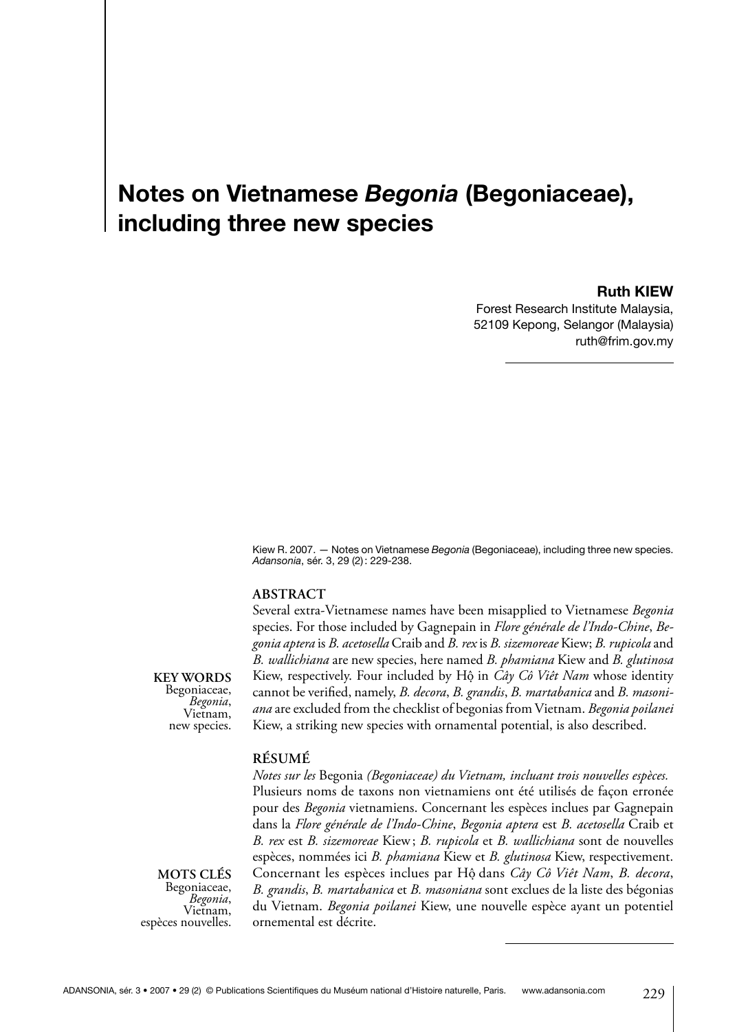# Notes on Vietnamese *Begonia* (Begoniaceae), including three new species

**Ruth KIEW**

Forest Research Institute Malaysia,
52109 Kepong, Selangor (Malaysia)
ruth@frim.gov.my

Kiew R. 2007. — Notes on Vietnamese *Begonia* (Begoniaceae), including three new species. *Adansonia*, sér. 3, 29 (2): 229-238.

## ABSTRACT

Several extra-Vietnamese names have been misapplied to Vietnamese *Begonia* species. For those included by Gagnepain in *Flore générale de l'Indo-Chine*, *Begonia aptera* is *B. acetosella* Craib and *B. rex* is *B. sizemoreae* Kiew; *B. rupicola* and *B. wallichiana* are new species, here named *B. phamiana* Kiew and *B. glutinosa* Kiew, respectively. Four included by Hộ in *Cây Cỏ Việt Nam* whose identity cannot be verified, namely, *B. decora*, *B. grandis*, *B. martabanica* and *B. masoniana* are excluded from the checklist of begonias from Vietnam. *Begonia poilanei* Kiew, a striking new species with ornamental potential, is also described.

**KEY WORDS**
Begoniaceae,
*Begonia*,
Vietnam,
new species.

## RÉSUMÉ

*Notes sur les* Begonia *(Begoniaceae) du Vietnam, incluant trois nouvelles espèces.*
Plusieurs noms de taxons non vietnamiens ont été utilisés de façon erronée pour des *Begonia* vietnamiens. Concernant les espèces inclues par Gagnepain dans la *Flore générale de l'Indo-Chine*, *Begonia aptera* est *B. acetosella* Craib et *B. rex* est *B. sizemoreae* Kiew; *B. rupicola* et *B. wallichiana* sont de nouvelles espèces, nommées ici *B. phamiana* Kiew et *B. glutinosa* Kiew, respectivement. Concernant les espèces inclues par Hộ dans *Cây Cỏ Việt Nam*, *B. decora*, *B. grandis*, *B. martabanica* et *B. masoniana* sont exclues de la liste des bégonias du Vietnam. *Begonia poilanei* Kiew, une nouvelle espèce ayant un potentiel ornemental est décrite.

**MOTS CLÉS**
Begoniaceae,
*Begonia*,
Vietnam,
espèces nouvelles.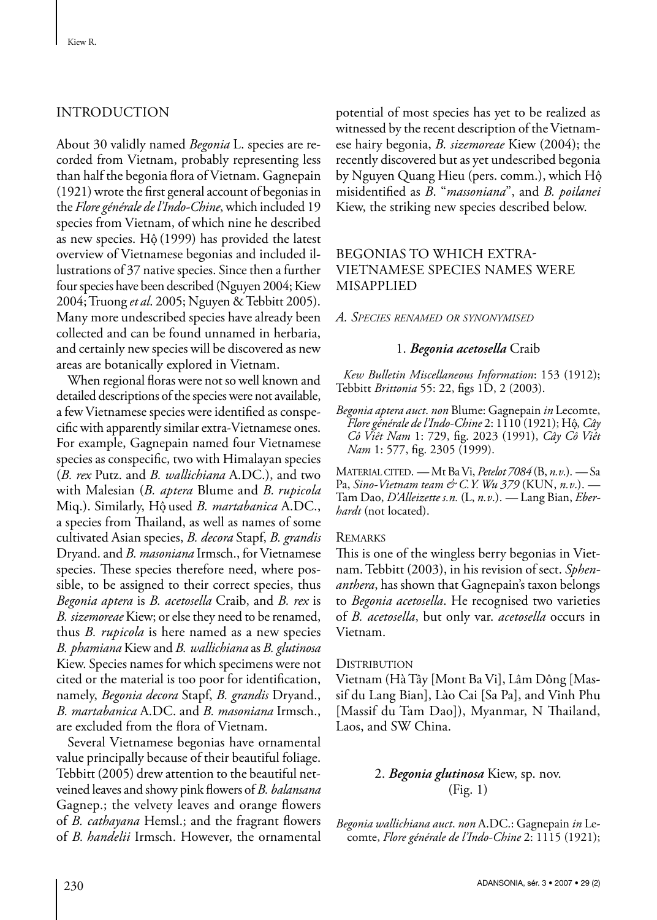## INTRODUCTION

About 30 validly named *Begonia* L. species are recorded from Vietnam, probably representing less than half the begonia flora of Vietnam. Gagnepain (1921) wrote the first general account of begonias in the *Flore générale de l'Indo-Chine*, which included 19 species from Vietnam, of which nine he described as new species. Hộ (1999) has provided the latest overview of Vietnamese begonias and included illustrations of 37 native species. Since then a further four species have been described (Nguyen 2004; Kiew 2004; Truong *et al*. 2005; Nguyen & Tebbitt 2005). Many more undescribed species have already been collected and can be found unnamed in herbaria, and certainly new species will be discovered as new areas are botanically explored in Vietnam.

When regional floras were not so well known and detailed descriptions of the species were not available, a few Vietnamese species were identified as conspecific with apparently similar extra-Vietnamese ones. For example, Gagnepain named four Vietnamese species as conspecific, two with Himalayan species (*B. rex* Putz. and *B. wallichiana* A.DC.), and two with Malesian (*B. aptera* Blume and *B. rupicola* Miq.). Similarly, Hộ used *B. martabanica* A.DC., a species from Thailand, as well as names of some cultivated Asian species, *B. decora* Stapf, *B. grandis* Dryand. and *B. masoniana* Irmsch., for Vietnamese species. These species therefore need, where possible, to be assigned to their correct species, thus *Begonia aptera* is *B. acetosella* Craib, and *B. rex* is *B. sizemoreae* Kiew; or else they need to be renamed, thus *B. rupicola* is here named as a new species *B. phamiana* Kiew and *B. wallichiana* as *B. glutinosa* Kiew. Species names for which specimens were not cited or the material is too poor for identification, namely, *Begonia decora* Stapf, *B. grandis* Dryand., *B. martabanica* A.DC. and *B. masoniana* Irmsch., are excluded from the flora of Vietnam.

Several Vietnamese begonias have ornamental value principally because of their beautiful foliage. Tebbitt (2005) drew attention to the beautiful net-veined leaves and showy pink flowers of *B. balansana* Gagnep.; the velvety leaves and orange flowers of *B. cathayana* Hemsl.; and the fragrant flowers of *B. handelii* Irmsch. However, the ornamental potential of most species has yet to be realized as witnessed by the recent description of the Vietnamese hairy begonia, *B. sizemoreae* Kiew (2004); the recently discovered but as yet undescribed begonia by Nguyen Quang Hieu (pers. comm.), which Hộ misidentified as *B.* "*massoniana*", and *B. poilanei* Kiew, the striking new species described below.

## BEGONIAS TO WHICH EXTRA-VIETNAMESE SPECIES NAMES WERE MISAPPLIED

### *A. Species renamed or synonymised*

#### 1. ***Begonia acetosella*** Craib

*Kew Bulletin Miscellaneous Information*: 153 (1912); Tebbitt *Brittonia* 55: 22, figs 1D, 2 (2003).

*Begonia aptera auct. non* Blume: Gagnepain *in* Lecomte, *Flore générale de l'Indo-Chine* 2: 1110 (1921); Hộ, *Cây Cô Viêt Nam* 1: 729, fig. 2023 (1991), *Cây Cô Viêt Nam* 1: 577, fig. 2305 (1999).

Material cited. — Mt Ba Vi, *Petelot 7084* (B, *n.v.*). — Sa Pa, *Sino-Vietnam team & C.Y. Wu 379* (KUN, *n.v.*). — Tam Dao, *D'Alleizette s.n.* (L, *n.v.*). — Lang Bian, *Eberhardt* (not located).

Remarks

This is one of the wingless berry begonias in Vietnam. Tebbitt (2003), in his revision of sect. *Sphenanthera*, has shown that Gagnepain's taxon belongs to *Begonia acetosella*. He recognised two varieties of *B. acetosella*, but only var. *acetosella* occurs in Vietnam.

Distribution

Vietnam (Hà Tây [Mont Ba Vi], Lâm Dông [Massif du Lang Bian], Lào Cai [Sa Pa], and Vinh Phu [Massif du Tam Dao]), Myanmar, N Thailand, Laos, and SW China.

#### 2. ***Begonia glutinosa*** Kiew, sp. nov. (Fig. 1)

*Begonia wallichiana auct. non* A.DC.: Gagnepain *in* Lecomte, *Flore générale de l'Indo-Chine* 2: 1115 (1921);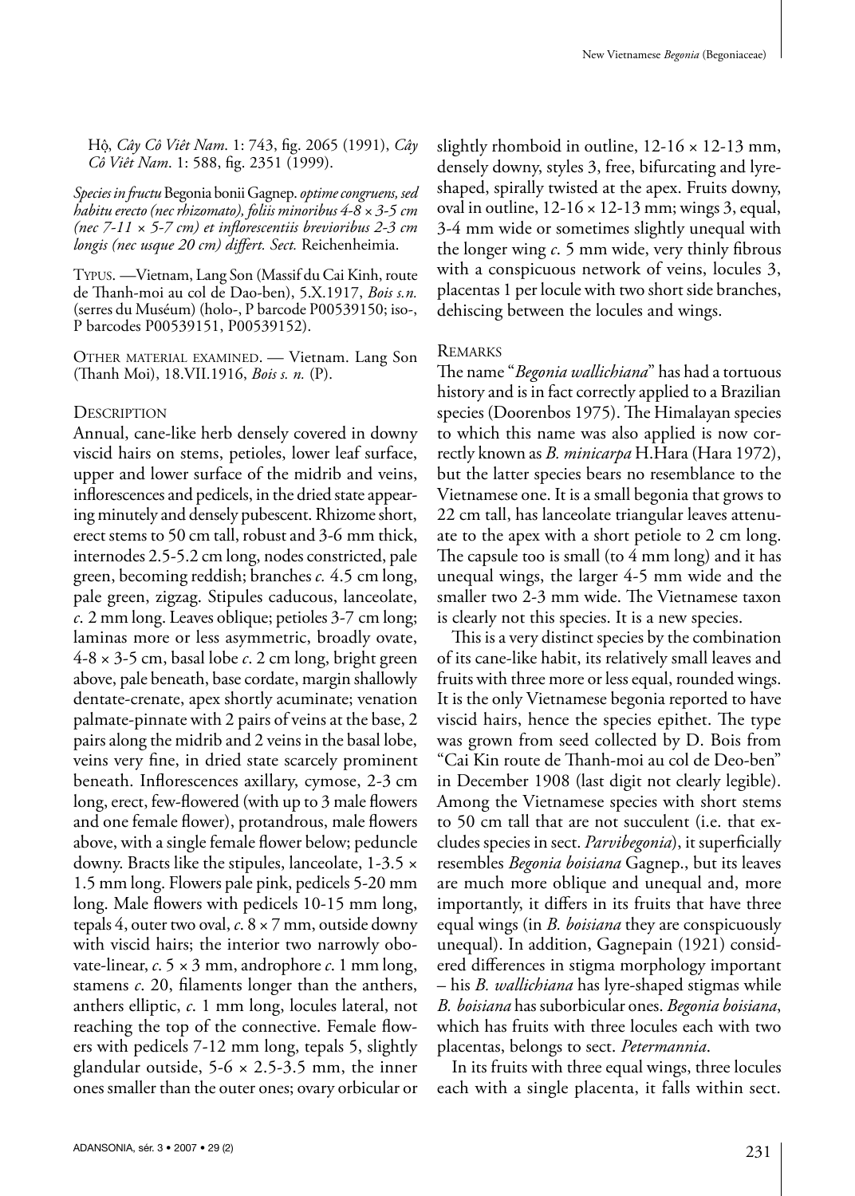Hộ, *Cây Cô Việt Nam*. 1: 743, fig. 2065 (1991), *Cây Cô Việt Nam*. 1: 588, fig. 2351 (1999).

*Species in fructu* Begonia bonii Gagnep. *optime congruens, sed habitu erecto (nec rhizomato), foliis minoribus 4-8 × 3-5 cm (nec 7-11 × 5-7 cm) et inflorescentiis brevioribus 2-3 cm longis (nec usque 20 cm) differt. Sect.* Reichenheimia.

Typus. —Vietnam, Lang Son (Massif du Cai Kinh, route de Thanh-moi au col de Dao-ben), 5.X.1917, *Bois s.n.* (serres du Muséum) (holo-, P barcode P00539150; iso-, P barcodes P00539151, P00539152).

Other material examined. — Vietnam. Lang Son (Thanh Moi), 18.VII.1916, *Bois s. n.* (P).

### Description

Annual, cane-like herb densely covered in downy viscid hairs on stems, petioles, lower leaf surface, upper and lower surface of the midrib and veins, inflorescences and pedicels, in the dried state appearing minutely and densely pubescent. Rhizome short, erect stems to 50 cm tall, robust and 3-6 mm thick, internodes 2.5-5.2 cm long, nodes constricted, pale green, becoming reddish; branches *c.* 4.5 cm long, pale green, zigzag. Stipules caducous, lanceolate, *c.* 2 mm long. Leaves oblique; petioles 3-7 cm long; laminas more or less asymmetric, broadly ovate, 4-8 × 3-5 cm, basal lobe *c.* 2 cm long, bright green above, pale beneath, base cordate, margin shallowly dentate-crenate, apex shortly acuminate; venation palmate-pinnate with 2 pairs of veins at the base, 2 pairs along the midrib and 2 veins in the basal lobe, veins very fine, in dried state scarcely prominent beneath. Inflorescences axillary, cymose, 2-3 cm long, erect, few-flowered (with up to 3 male flowers and one female flower), protandrous, male flowers above, with a single female flower below; peduncle downy. Bracts like the stipules, lanceolate, 1-3.5 × 1.5 mm long. Flowers pale pink, pedicels 5-20 mm long. Male flowers with pedicels 10-15 mm long, tepals 4, outer two oval, *c.* 8 × 7 mm, outside downy with viscid hairs; the interior two narrowly obovate-linear, *c.* 5 × 3 mm, androphore *c.* 1 mm long, stamens *c.* 20, filaments longer than the anthers, anthers elliptic, *c.* 1 mm long, locules lateral, not reaching the top of the connective. Female flowers with pedicels 7-12 mm long, tepals 5, slightly glandular outside, 5-6 × 2.5-3.5 mm, the inner ones smaller than the outer ones; ovary orbicular or slightly rhomboid in outline, 12-16 × 12-13 mm, densely downy, styles 3, free, bifurcating and lyre-shaped, spirally twisted at the apex. Fruits downy, oval in outline, 12-16 × 12-13 mm; wings 3, equal, 3-4 mm wide or sometimes slightly unequal with the longer wing *c.* 5 mm wide, very thinly fibrous with a conspicuous network of veins, locules 3, placentas 1 per locule with two short side branches, dehiscing between the locules and wings.

### Remarks

The name "*Begonia wallichiana*" has had a tortuous history and is in fact correctly applied to a Brazilian species (Doorenbos 1975). The Himalayan species to which this name was also applied is now correctly known as *B. minicarpa* H.Hara (Hara 1972), but the latter species bears no resemblance to the Vietnamese one. It is a small begonia that grows to 22 cm tall, has lanceolate triangular leaves attenuate to the apex with a short petiole to 2 cm long. The capsule too is small (to 4 mm long) and it has unequal wings, the larger 4-5 mm wide and the smaller two 2-3 mm wide. The Vietnamese taxon is clearly not this species. It is a new species.

This is a very distinct species by the combination of its cane-like habit, its relatively small leaves and fruits with three more or less equal, rounded wings. It is the only Vietnamese begonia reported to have viscid hairs, hence the species epithet. The type was grown from seed collected by D. Bois from "Cai Kin route de Thanh-moi au col de Deo-ben" in December 1908 (last digit not clearly legible). Among the Vietnamese species with short stems to 50 cm tall that are not succulent (i.e. that excludes species in sect. *Parvibegonia*), it superficially resembles *Begonia boisiana* Gagnep., but its leaves are much more oblique and unequal and, more importantly, it differs in its fruits that have three equal wings (in *B. boisiana* they are conspicuously unequal). In addition, Gagnepain (1921) considered differences in stigma morphology important – his *B. wallichiana* has lyre-shaped stigmas while *B. boisiana* has suborbicular ones. *Begonia boisiana*, which has fruits with three locules each with two placentas, belongs to sect. *Petermannia*.

In its fruits with three equal wings, three locules each with a single placenta, it falls within sect.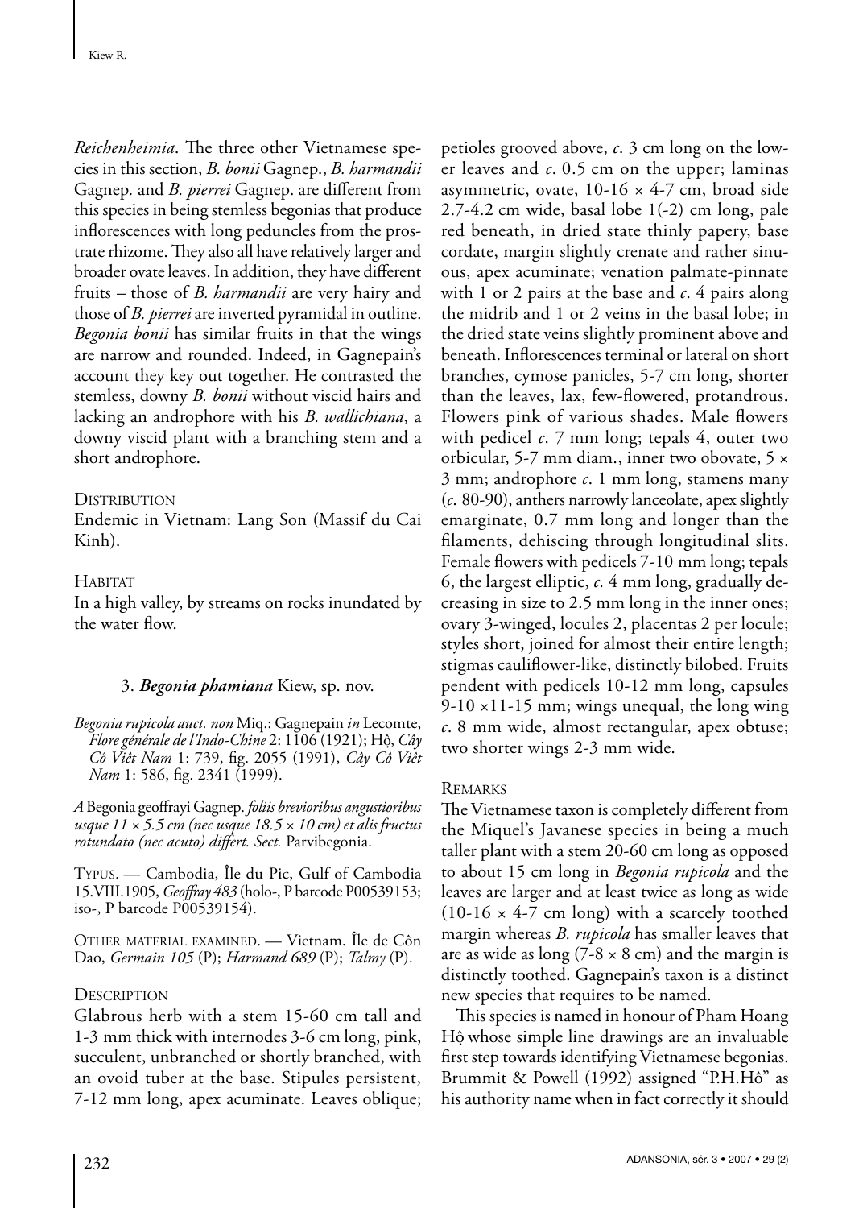*Reichenheimia*. The three other Vietnamese species in this section, *B. bonii* Gagnep., *B. harmandii* Gagnep. and *B. pierrei* Gagnep. are different from this species in being stemless begonias that produce inflorescences with long peduncles from the prostrate rhizome. They also all have relatively larger and broader ovate leaves. In addition, they have different fruits – those of *B. harmandii* are very hairy and those of *B. pierrei* are inverted pyramidal in outline. *Begonia bonii* has similar fruits in that the wings are narrow and rounded. Indeed, in Gagnepain's account they key out together. He contrasted the stemless, downy *B. bonii* without viscid hairs and lacking an androphore with his *B. wallichiana*, a downy viscid plant with a branching stem and a short androphore.

Distribution

Endemic in Vietnam: Lang Son (Massif du Cai Kinh).

Habitat

In a high valley, by streams on rocks inundated by the water flow.

### 3. *Begonia phamiana* Kiew, sp. nov.

*Begonia rupicola auct. non* Miq.: Gagnepain *in* Lecomte, *Flore générale de l'Indo-Chine* 2: 1106 (1921); Hộ, *Cây Cỏ Việt Nam* 1: 739, fig. 2055 (1991), *Cây Cỏ Việt Nam* 1: 586, fig. 2341 (1999).

*A* Begonia geoffrayi Gagnep. *foliis brevioribus angustioribus usque 11 × 5.5 cm (nec usque 18.5 × 10 cm) et alis fructus rotundato (nec acuto) differt. Sect.* Parvibegonia.

Typus. — Cambodia, Île du Pic, Gulf of Cambodia 15.VIII.1905, *Geoffray 483* (holo-, P barcode P00539153; iso-, P barcode P00539154).

Other material examined. — Vietnam. Île de Côn Dao, *Germain 105* (P); *Harmand 689* (P); *Talmy* (P).

Description

Glabrous herb with a stem 15-60 cm tall and 1-3 mm thick with internodes 3-6 cm long, pink, succulent, unbranched or shortly branched, with an ovoid tuber at the base. Stipules persistent, 7-12 mm long, apex acuminate. Leaves oblique; petioles grooved above, *c*. 3 cm long on the lower leaves and *c*. 0.5 cm on the upper; laminas asymmetric, ovate, 10-16 × 4-7 cm, broad side 2.7-4.2 cm wide, basal lobe 1(-2) cm long, pale red beneath, in dried state thinly papery, base cordate, margin slightly crenate and rather sinuous, apex acuminate; venation palmate-pinnate with 1 or 2 pairs at the base and *c*. 4 pairs along the midrib and 1 or 2 veins in the basal lobe; in the dried state veins slightly prominent above and beneath. Inflorescences terminal or lateral on short branches, cymose panicles, 5-7 cm long, shorter than the leaves, lax, few-flowered, protandrous. Flowers pink of various shades. Male flowers with pedicel *c*. 7 mm long; tepals 4, outer two orbicular, 5-7 mm diam., inner two obovate, 5 × 3 mm; androphore *c*. 1 mm long, stamens many (*c*. 80-90), anthers narrowly lanceolate, apex slightly emarginate, 0.7 mm long and longer than the filaments, dehiscing through longitudinal slits. Female flowers with pedicels 7-10 mm long; tepals 6, the largest elliptic, *c.* 4 mm long, gradually decreasing in size to 2.5 mm long in the inner ones; ovary 3-winged, locules 2, placentas 2 per locule; styles short, joined for almost their entire length; stigmas cauliflower-like, distinctly bilobed. Fruits pendent with pedicels 10-12 mm long, capsules 9-10 ×11-15 mm; wings unequal, the long wing *c*. 8 mm wide, almost rectangular, apex obtuse; two shorter wings 2-3 mm wide.

Remarks

The Vietnamese taxon is completely different from the Miquel's Javanese species in being a much taller plant with a stem 20-60 cm long as opposed to about 15 cm long in *Begonia rupicola* and the leaves are larger and at least twice as long as wide (10-16 × 4-7 cm long) with a scarcely toothed margin whereas *B. rupicola* has smaller leaves that are as wide as long (7-8 × 8 cm) and the margin is distinctly toothed. Gagnepain's taxon is a distinct new species that requires to be named.

This species is named in honour of Pham Hoang Hộ whose simple line drawings are an invaluable first step towards identifying Vietnamese begonias. Brummit & Powell (1992) assigned "P.H.Hô" as his authority name when in fact correctly it should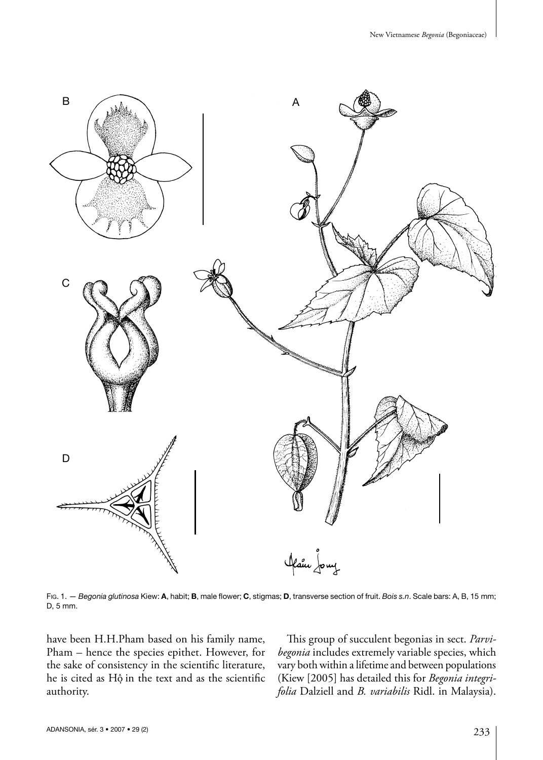FIG. 1. — *Begonia glutinosa* Kiew: **A**, habit; **B**, male flower; **C**, stigmas; **D**, transverse section of fruit. *Bois s.n*. Scale bars: A, B, 15 mm; D, 5 mm.

have been H.H.Pham based on his family name, Pham – hence the species epithet. However, for the sake of consistency in the scientific literature, he is cited as Hộ in the text and as the scientific authority.

This group of succulent begonias in sect. *Parvibegonia* includes extremely variable species, which vary both within a lifetime and between populations (Kiew [2005] has detailed this for *Begonia integrifolia* Dalziell and *B. variabilis* Ridl. in Malaysia).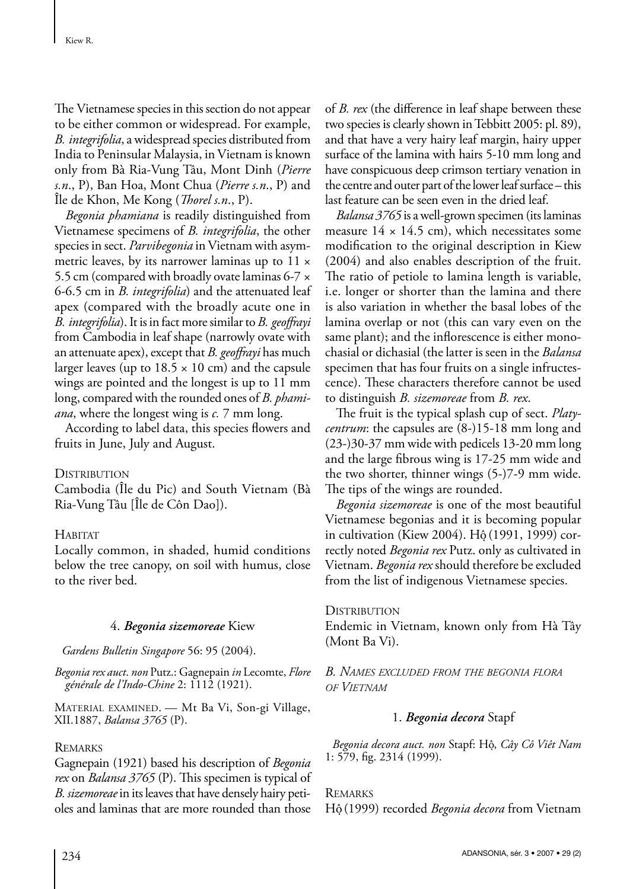The Vietnamese species in this section do not appear to be either common or widespread. For example, *B. integrifolia*, a widespread species distributed from India to Peninsular Malaysia, in Vietnam is known only from Bà Ria-Vung Tâu, Mont Dinh (*Pierre s.n.*, P), Ban Hoa, Mont Chua (*Pierre s.n.*, P) and Île de Khon, Me Kong (*Thorel s.n.*, P).

*Begonia phamiana* is readily distinguished from Vietnamese specimens of *B. integrifolia*, the other species in sect. *Parvibegonia* in Vietnam with asymmetric leaves, by its narrower laminas up to 11 × 5.5 cm (compared with broadly ovate laminas 6-7 × 6-6.5 cm in *B. integrifolia*) and the attenuated leaf apex (compared with the broadly acute one in *B. integrifolia*). It is in fact more similar to *B. geoffrayi* from Cambodia in leaf shape (narrowly ovate with an attenuate apex), except that *B. geoffrayi* has much larger leaves (up to 18.5 × 10 cm) and the capsule wings are pointed and the longest is up to 11 mm long, compared with the rounded ones of *B. phamiana*, where the longest wing is *c.* 7 mm long.

According to label data, this species flowers and fruits in June, July and August.

Distribution

Cambodia (Île du Pic) and South Vietnam (Bà Ria-Vung Tâu [Île de Côn Dao]).

Habitat

Locally common, in shaded, humid conditions below the tree canopy, on soil with humus, close to the river bed.

### 4. *Begonia sizemoreae* Kiew

*Gardens Bulletin Singapore* 56: 95 (2004).

*Begonia rex auct. non* Putz.: Gagnepain *in* Lecomte, *Flore générale de l'Indo-Chine* 2: 1112 (1921).

Material examined. — Mt Ba Vi, Son-gi Village, XII.1887, *Balansa 3765* (P).

Remarks

Gagnepain (1921) based his description of *Begonia rex* on *Balansa 3765* (P). This specimen is typical of *B. sizemoreae* in its leaves that have densely hairy petioles and laminas that are more rounded than those of *B. rex* (the difference in leaf shape between these two species is clearly shown in Tebbitt 2005: pl. 89), and that have a very hairy leaf margin, hairy upper surface of the lamina with hairs 5-10 mm long and have conspicuous deep crimson tertiary venation in the centre and outer part of the lower leaf surface – this last feature can be seen even in the dried leaf.

*Balansa 3765* is a well-grown specimen (its laminas measure 14 × 14.5 cm), which necessitates some modification to the original description in Kiew (2004) and also enables description of the fruit. The ratio of petiole to lamina length is variable, i.e. longer or shorter than the lamina and there is also variation in whether the basal lobes of the lamina overlap or not (this can vary even on the same plant); and the inflorescence is either monochasial or dichasial (the latter is seen in the *Balansa* specimen that has four fruits on a single infructescence). These characters therefore cannot be used to distinguish *B. sizemoreae* from *B. rex*.

The fruit is the typical splash cup of sect. *Platycentrum*: the capsules are (8-)15-18 mm long and (23-)30-37 mm wide with pedicels 13-20 mm long and the large fibrous wing is 17-25 mm wide and the two shorter, thinner wings (5-)7-9 mm wide. The tips of the wings are rounded.

*Begonia sizemoreae* is one of the most beautiful Vietnamese begonias and it is becoming popular in cultivation (Kiew 2004). Hộ (1991, 1999) correctly noted *Begonia rex* Putz. only as cultivated in Vietnam. *Begonia rex* should therefore be excluded from the list of indigenous Vietnamese species.

Distribution

Endemic in Vietnam, known only from Hà Tây (Mont Ba Vi).

## *B. Names excluded from the begonia flora of Vietnam*

### 1. *Begonia decora* Stapf

*Begonia decora auct. non* Stapf: Hộ, *Cây Cô Viêt Nam* 1: 579, fig. 2314 (1999).

Remarks

Hộ (1999) recorded *Begonia decora* from Vietnam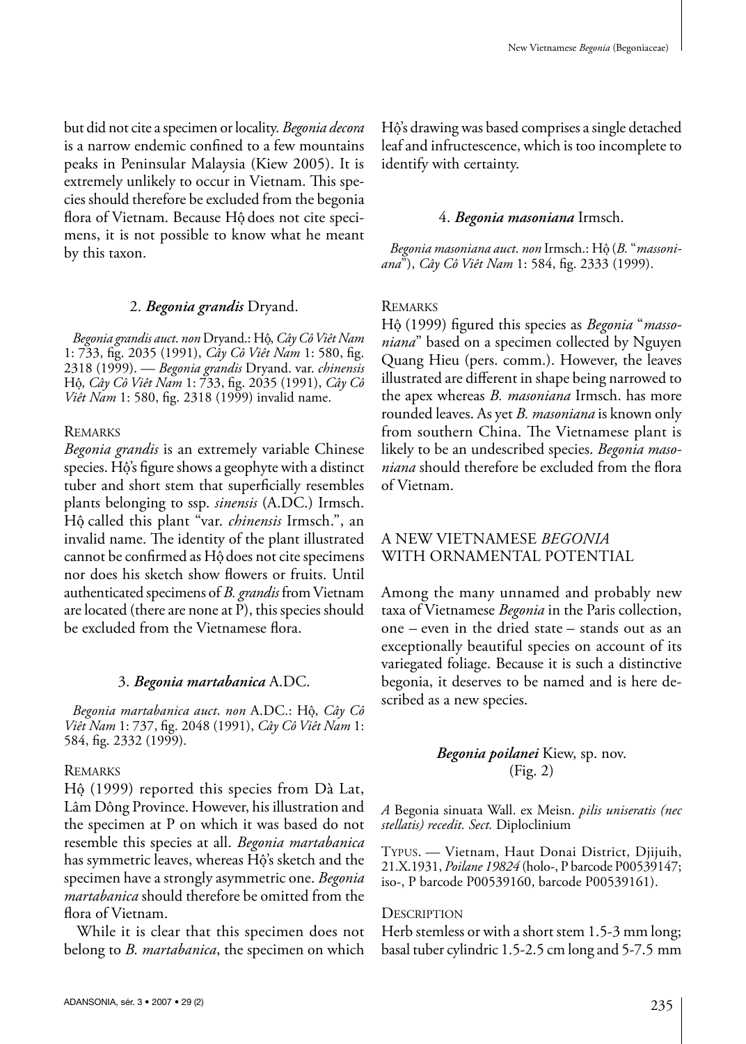but did not cite a specimen or locality. *Begonia decora* is a narrow endemic confined to a few mountains peaks in Peninsular Malaysia (Kiew 2005). It is extremely unlikely to occur in Vietnam. This species should therefore be excluded from the begonia flora of Vietnam. Because Hộ does not cite specimens, it is not possible to know what he meant by this taxon.

### 2. *Begonia grandis* Dryand.

*Begonia grandis auct. non* Dryand.: Hộ, *Cây Cô Viêt Nam* 1: 733, fig. 2035 (1991), *Cây Cô Viêt Nam* 1: 580, fig. 2318 (1999). — *Begonia grandis* Dryand. var. *chinensis* Hộ, *Cây Cô Viêt Nam* 1: 733, fig. 2035 (1991), *Cây Cô Viêt Nam* 1: 580, fig. 2318 (1999) invalid name.

REMARKS

*Begonia grandis* is an extremely variable Chinese species. Hộ's figure shows a geophyte with a distinct tuber and short stem that superficially resembles plants belonging to ssp. *sinensis* (A.DC.) Irmsch. Hộ called this plant "var. *chinensis* Irmsch.", an invalid name. The identity of the plant illustrated cannot be confirmed as Hộ does not cite specimens nor does his sketch show flowers or fruits. Until authenticated specimens of *B. grandis* from Vietnam are located (there are none at P), this species should be excluded from the Vietnamese flora.

### 3. *Begonia martabanica* A.DC.

*Begonia martabanica auct. non* A.DC.: Hộ, *Cây Cô Viêt Nam* 1: 737, fig. 2048 (1991), *Cây Cô Viêt Nam* 1: 584, fig. 2332 (1999).

REMARKS

Hộ (1999) reported this species from Dà Lat, Lâm Dông Province. However, his illustration and the specimen at P on which it was based do not resemble this species at all. *Begonia martabanica* has symmetric leaves, whereas Hộ's sketch and the specimen have a strongly asymmetric one. *Begonia martabanica* should therefore be omitted from the flora of Vietnam.

While it is clear that this specimen does not belong to *B. martabanica*, the specimen on which Hộ's drawing was based comprises a single detached leaf and infructescence, which is too incomplete to identify with certainty.

### 4. *Begonia masoniana* Irmsch.

*Begonia masoniana auct. non* Irmsch.: Hộ (*B.* "*massoniana*"), *Cây Cô Viêt Nam* 1: 584, fig. 2333 (1999).

REMARKS

Hộ (1999) figured this species as *Begonia* "*massoniana*" based on a specimen collected by Nguyen Quang Hieu (pers. comm.). However, the leaves illustrated are different in shape being narrowed to the apex whereas *B. masoniana* Irmsch. has more rounded leaves. As yet *B. masoniana* is known only from southern China. The Vietnamese plant is likely to be an undescribed species. *Begonia masoniana* should therefore be excluded from the flora of Vietnam.

## A NEW VIETNAMESE *BEGONIA* WITH ORNAMENTAL POTENTIAL

Among the many unnamed and probably new taxa of Vietnamese *Begonia* in the Paris collection, one – even in the dried state – stands out as an exceptionally beautiful species on account of its variegated foliage. Because it is such a distinctive begonia, it deserves to be named and is here described as a new species.

### *Begonia poilanei* Kiew, sp. nov. (Fig. 2)

*A* Begonia sinuata Wall. ex Meisn. *pilis uniseratis (nec stellatis) recedit. Sect.* Diploclinium

TYPUS. — Vietnam, Haut Donai District, Djijuih, 21.X.1931, *Poilane 19824* (holo-, P barcode P00539147; iso-, P barcode P00539160, barcode P00539161).

DESCRIPTION

Herb stemless or with a short stem 1.5-3 mm long; basal tuber cylindric 1.5-2.5 cm long and 5-7.5 mm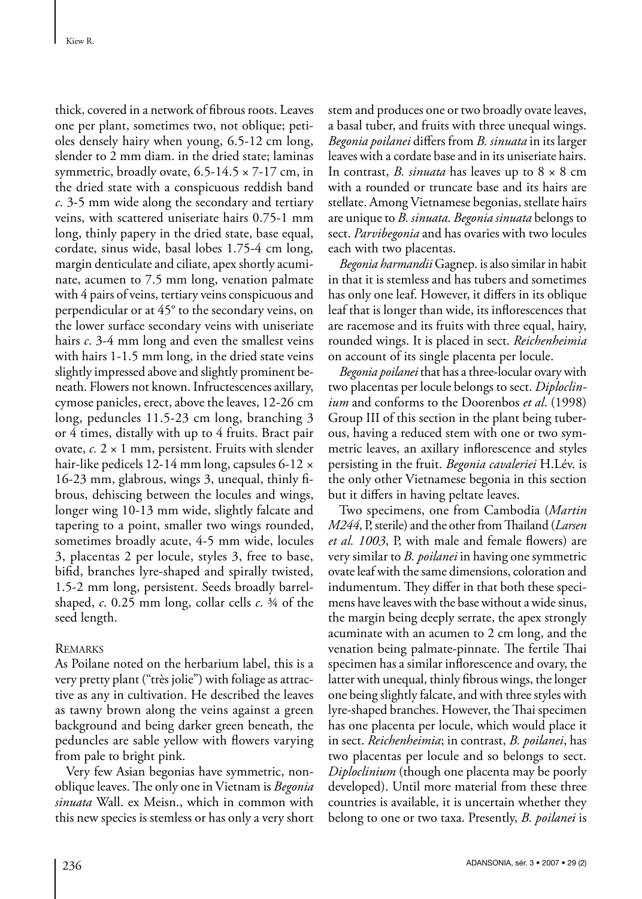thick, covered in a network of fibrous roots. Leaves one per plant, sometimes two, not oblique; petioles densely hairy when young, 6.5-12 cm long, slender to 2 mm diam. in the dried state; laminas symmetric, broadly ovate, 6.5-14.5 × 7-17 cm, in the dried state with a conspicuous reddish band *c*. 3-5 mm wide along the secondary and tertiary veins, with scattered uniseriate hairs 0.75-1 mm long, thinly papery in the dried state, base equal, cordate, sinus wide, basal lobes 1.75-4 cm long, margin denticulate and ciliate, apex shortly acuminate, acumen to 7.5 mm long, venation palmate with 4 pairs of veins, tertiary veins conspicuous and perpendicular or at 45° to the secondary veins, on the lower surface secondary veins with uniseriate hairs *c*. 3-4 mm long and even the smallest veins with hairs 1-1.5 mm long, in the dried state veins slightly impressed above and slightly prominent beneath. Flowers not known. Infructescences axillary, cymose panicles, erect, above the leaves, 12-26 cm long, peduncles 11.5-23 cm long, branching 3 or 4 times, distally with up to 4 fruits. Bract pair ovate, *c.* 2 × 1 mm, persistent. Fruits with slender hair-like pedicels 12-14 mm long, capsules 6-12 × 16-23 mm, glabrous, wings 3, unequal, thinly fibrous, dehiscing between the locules and wings, longer wing 10-13 mm wide, slightly falcate and tapering to a point, smaller two wings rounded, sometimes broadly acute, 4-5 mm wide, locules 3, placentas 2 per locule, styles 3, free to base, bifid, branches lyre-shaped and spirally twisted, 1.5-2 mm long, persistent. Seeds broadly barrel-shaped, *c*. 0.25 mm long, collar cells *c*. ¾ of the seed length.

### Remarks

As Poilane noted on the herbarium label, this is a very pretty plant ("très jolie") with foliage as attractive as any in cultivation. He described the leaves as tawny brown along the veins against a green background and being darker green beneath, the peduncles are sable yellow with flowers varying from pale to bright pink.

Very few Asian begonias have symmetric, non-oblique leaves. The only one in Vietnam is *Begonia sinuata* Wall. ex Meisn., which in common with this new species is stemless or has only a very short stem and produces one or two broadly ovate leaves, a basal tuber, and fruits with three unequal wings. *Begonia poilanei* differs from *B. sinuata* in its larger leaves with a cordate base and in its uniseriate hairs. In contrast, *B. sinuata* has leaves up to 8 × 8 cm with a rounded or truncate base and its hairs are stellate. Among Vietnamese begonias, stellate hairs are unique to *B. sinuata*. *Begonia sinuata* belongs to sect. *Parvibegonia* and has ovaries with two locules each with two placentas.

*Begonia harmandii* Gagnep. is also similar in habit in that it is stemless and has tubers and sometimes has only one leaf. However, it differs in its oblique leaf that is longer than wide, its inflorescences that are racemose and its fruits with three equal, hairy, rounded wings. It is placed in sect. *Reichenheimia* on account of its single placenta per locule.

*Begonia poilanei* that has a three-locular ovary with two placentas per locule belongs to sect. *Diploclinium* and conforms to the Doorenbos *et al*. (1998) Group III of this section in the plant being tuberous, having a reduced stem with one or two symmetric leaves, an axillary inflorescence and styles persisting in the fruit. *Begonia cavaleriei* H.Lév. is the only other Vietnamese begonia in this section but it differs in having peltate leaves.

Two specimens, one from Cambodia (*Martin M244*, P, sterile) and the other from Thailand (*Larsen et al. 1003*, P, with male and female flowers) are very similar to *B. poilanei* in having one symmetric ovate leaf with the same dimensions, coloration and indumentum. They differ in that both these specimens have leaves with the base without a wide sinus, the margin being deeply serrate, the apex strongly acuminate with an acumen to 2 cm long, and the venation being palmate-pinnate. The fertile Thai specimen has a similar inflorescence and ovary, the latter with unequal, thinly fibrous wings, the longer one being slightly falcate, and with three styles with lyre-shaped branches. However, the Thai specimen has one placenta per locule, which would place it in sect. *Reichenheimia*; in contrast, *B. poilanei*, has two placentas per locule and so belongs to sect. *Diploclinium* (though one placenta may be poorly developed). Until more material from these three countries is available, it is uncertain whether they belong to one or two taxa. Presently, *B. poilanei* is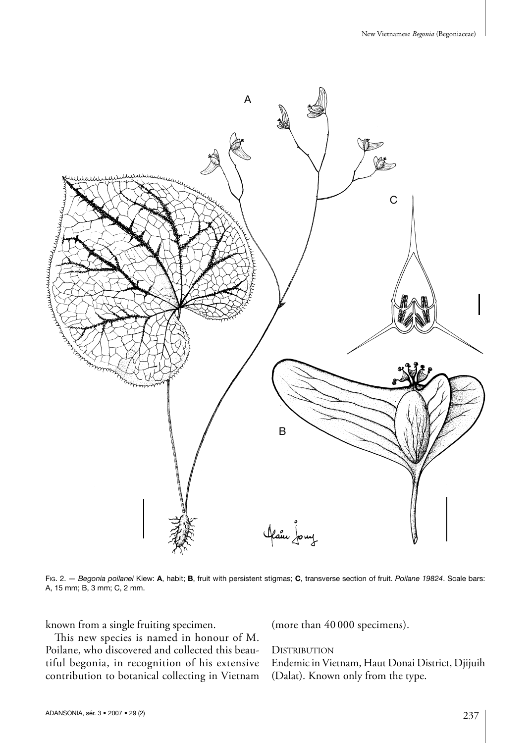Fig. 2. — *Begonia poilanei* Kiew: **A**, habit; **B**, fruit with persistent stigmas; **C**, transverse section of fruit. *Poilane 19824*. Scale bars: A, 15 mm; B, 3 mm; C, 2 mm.

known from a single fruiting specimen.

This new species is named in honour of M. Poilane, who discovered and collected this beautiful begonia, in recognition of his extensive contribution to botanical collecting in Vietnam (more than 40 000 specimens).

Distribution

Endemic in Vietnam, Haut Donai District, Djijuih (Dalat). Known only from the type.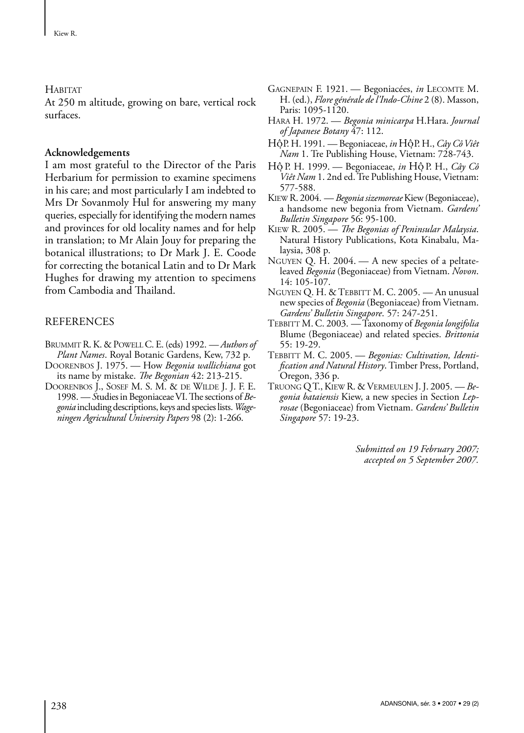HABITAT

At 250 m altitude, growing on bare, vertical rock surfaces.

**Acknowledgements**

I am most grateful to the Director of the Paris Herbarium for permission to examine specimens in his care; and most particularly I am indebted to Mrs Dr Sovanmoly Hul for answering my many queries, especially for identifying the modern names and provinces for old locality names and for help in translation; to Mr Alain Jouy for preparing the botanical illustrations; to Dr Mark J. E. Coode for correcting the botanical Latin and to Dr Mark Hughes for drawing my attention to specimens from Cambodia and Thailand.

## REFERENCES

BRUMMIT R. K. & POWELL C. E. (eds) 1992. — *Authors of Plant Names*. Royal Botanic Gardens, Kew, 732 p.

DOORENBOS J. 1975. — How *Begonia wallichiana* got its name by mistake. *The Begonian* 42: 213-215.

DOORENBOS J., SOSEF M. S. M. & DE WILDE J. J. F. E. 1998. — Studies in Begoniaceae VI. The sections of *Begonia* including descriptions, keys and species lists. *Wageningen Agricultural University Papers* 98 (2): 1-266.

GAGNEPAIN F. 1921. — Begoniacées, *in* LECOMTE M. H. (ed.), *Flore générale de l'Indo-Chine* 2 (8). Masson, Paris: 1095-1120.

HARA H. 1972. — *Begonia minicarpa* H.Hara. *Journal of Japanese Botany* 47: 112.

HỘ P. H. 1991. — Begoniaceae, *in* HỘ P. H., *Cây Cỏ Viêt Nam* 1. Tre Publishing House, Vietnam: 728-743.

HỘ P. H. 1999. — Begoniaceae, *in* HỘ P. H., *Cây Cỏ Viêt Nam* 1. 2nd ed. Tre Publishing House, Vietnam: 577-588.

KIEW R. 2004. — *Begonia sizemoreae* Kiew (Begoniaceae), a handsome new begonia from Vietnam. *Gardens' Bulletin Singapore* 56: 95-100.

KIEW R. 2005. — *The Begonias of Peninsular Malaysia*. Natural History Publications, Kota Kinabalu, Malaysia, 308 p.

NGUYEN Q. H. 2004. — A new species of a peltate-leaved *Begonia* (Begoniaceae) from Vietnam. *Novon*. 14: 105-107.

NGUYEN Q. H. & TEBBITT M. C. 2005. — An unusual new species of *Begonia* (Begoniaceae) from Vietnam. *Gardens' Bulletin Singapore*. 57: 247-251.

TEBBITT M. C. 2003. — Taxonomy of *Begonia longifolia* Blume (Begoniaceae) and related species. *Brittonia* 55: 19-29.

TEBBITT M. C. 2005. — *Begonias: Cultivation, Identification and Natural History*. Timber Press, Portland, Oregon, 336 p.

TRUONG Q T., KIEW R. & VERMEULEN J. J. 2005. — *Begonia bataiensis* Kiew, a new species in Section *Leprosae* (Begoniaceae) from Vietnam. *Gardens' Bulletin Singapore* 57: 19-23.

*Submitted on 19 February 2007; accepted on 5 September 2007.*